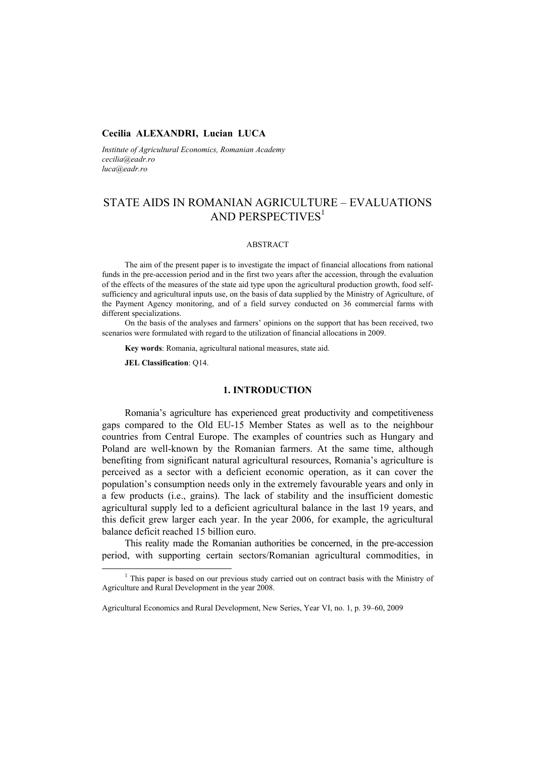**Cecilia ALEXANDRI, Lucian LUCA**

*Institute of Agricultural Economics, Romanian Academy*
*cecilia@eadr.ro*
*luca@eadr.ro*

# STATE AIDS IN ROMANIAN AGRICULTURE – EVALUATIONS AND PERSPECTIVES[1]

ABSTRACT

The aim of the present paper is to investigate the impact of financial allocations from national funds in the pre-accession period and in the first two years after the accession, through the evaluation of the effects of the measures of the state aid type upon the agricultural production growth, food self-sufficiency and agricultural inputs use, on the basis of data supplied by the Ministry of Agriculture, of the Payment Agency monitoring, and of a field survey conducted on 36 commercial farms with different specializations.

On the basis of the analyses and farmers' opinions on the support that has been received, two scenarios were formulated with regard to the utilization of financial allocations in 2009.

**Key words**: Romania, agricultural national measures, state aid.

**JEL Classification**: Q14.

## 1. INTRODUCTION

Romania's agriculture has experienced great productivity and competitiveness gaps compared to the Old EU-15 Member States as well as to the neighbour countries from Central Europe. The examples of countries such as Hungary and Poland are well-known by the Romanian farmers. At the same time, although benefiting from significant natural agricultural resources, Romania's agriculture is perceived as a sector with a deficient economic operation, as it can cover the population's consumption needs only in the extremely favourable years and only in a few products (i.e., grains). The lack of stability and the insufficient domestic agricultural supply led to a deficient agricultural balance in the last 19 years, and this deficit grew larger each year. In the year 2006, for example, the agricultural balance deficit reached 15 billion euro.

This reality made the Romanian authorities be concerned, in the pre-accession period, with supporting certain sectors/Romanian agricultural commodities, in

[1] This paper is based on our previous study carried out on contract basis with the Ministry of Agriculture and Rural Development in the year 2008.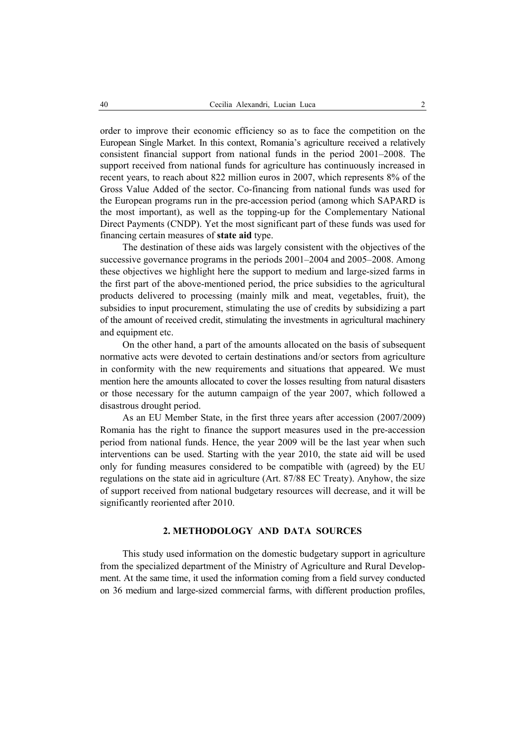order to improve their economic efficiency so as to face the competition on the European Single Market. In this context, Romania's agriculture received a relatively consistent financial support from national funds in the period 2001–2008. The support received from national funds for agriculture has continuously increased in recent years, to reach about 822 million euros in 2007, which represents 8% of the Gross Value Added of the sector. Co-financing from national funds was used for the European programs run in the pre-accession period (among which SAPARD is the most important), as well as the topping-up for the Complementary National Direct Payments (CNDP). Yet the most significant part of these funds was used for financing certain measures of **state aid** type.

The destination of these aids was largely consistent with the objectives of the successive governance programs in the periods 2001–2004 and 2005–2008. Among these objectives we highlight here the support to medium and large-sized farms in the first part of the above-mentioned period, the price subsidies to the agricultural products delivered to processing (mainly milk and meat, vegetables, fruit), the subsidies to input procurement, stimulating the use of credits by subsidizing a part of the amount of received credit, stimulating the investments in agricultural machinery and equipment etc.

On the other hand, a part of the amounts allocated on the basis of subsequent normative acts were devoted to certain destinations and/or sectors from agriculture in conformity with the new requirements and situations that appeared. We must mention here the amounts allocated to cover the losses resulting from natural disasters or those necessary for the autumn campaign of the year 2007, which followed a disastrous drought period.

As an EU Member State, in the first three years after accession (2007/2009) Romania has the right to finance the support measures used in the pre-accession period from national funds. Hence, the year 2009 will be the last year when such interventions can be used. Starting with the year 2010, the state aid will be used only for funding measures considered to be compatible with (agreed) by the EU regulations on the state aid in agriculture (Art. 87/88 EC Treaty). Anyhow, the size of support received from national budgetary resources will decrease, and it will be significantly reoriented after 2010.

## 2. METHODOLOGY AND DATA SOURCES

This study used information on the domestic budgetary support in agriculture from the specialized department of the Ministry of Agriculture and Rural Development. At the same time, it used the information coming from a field survey conducted on 36 medium and large-sized commercial farms, with different production profiles,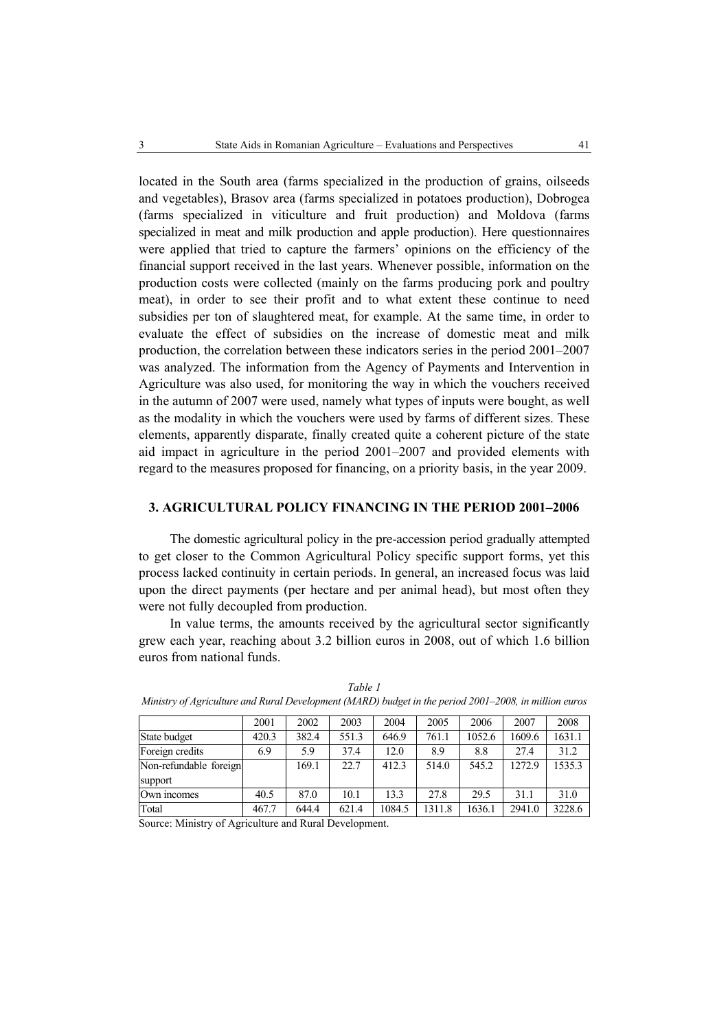located in the South area (farms specialized in the production of grains, oilseeds and vegetables), Brasov area (farms specialized in potatoes production), Dobrogea (farms specialized in viticulture and fruit production) and Moldova (farms specialized in meat and milk production and apple production). Here questionnaires were applied that tried to capture the farmers' opinions on the efficiency of the financial support received in the last years. Whenever possible, information on the production costs were collected (mainly on the farms producing pork and poultry meat), in order to see their profit and to what extent these continue to need subsidies per ton of slaughtered meat, for example. At the same time, in order to evaluate the effect of subsidies on the increase of domestic meat and milk production, the correlation between these indicators series in the period 2001–2007 was analyzed. The information from the Agency of Payments and Intervention in Agriculture was also used, for monitoring the way in which the vouchers received in the autumn of 2007 were used, namely what types of inputs were bought, as well as the modality in which the vouchers were used by farms of different sizes. These elements, apparently disparate, finally created quite a coherent picture of the state aid impact in agriculture in the period 2001–2007 and provided elements with regard to the measures proposed for financing, on a priority basis, in the year 2009.

## 3. AGRICULTURAL POLICY FINANCING IN THE PERIOD 2001–2006

The domestic agricultural policy in the pre-accession period gradually attempted to get closer to the Common Agricultural Policy specific support forms, yet this process lacked continuity in certain periods. In general, an increased focus was laid upon the direct payments (per hectare and per animal head), but most often they were not fully decoupled from production.

In value terms, the amounts received by the agricultural sector significantly grew each year, reaching about 3.2 billion euros in 2008, out of which 1.6 billion euros from national funds.

*Table 1*

*Ministry of Agriculture and Rural Development (MARD) budget in the period 2001–2008, in million euros*

| | 2001 | 2002 | 2003 | 2004 | 2005 | 2006 | 2007 | 2008 |
|---|---|---|---|---|---|---|---|---|
| State budget | 420.3 | 382.4 | 551.3 | 646.9 | 761.1 | 1052.6 | 1609.6 | 1631.1 |
| Foreign credits | 6.9 | 5.9 | 37.4 | 12.0 | 8.9 | 8.8 | 27.4 | 31.2 |
| Non-refundable foreign support | | 169.1 | 22.7 | 412.3 | 514.0 | 545.2 | 1272.9 | 1535.3 |
| Own incomes | 40.5 | 87.0 | 10.1 | 13.3 | 27.8 | 29.5 | 31.1 | 31.0 |
| Total | 467.7 | 644.4 | 621.4 | 1084.5 | 1311.8 | 1636.1 | 2941.0 | 3228.6 |

Source: Ministry of Agriculture and Rural Development.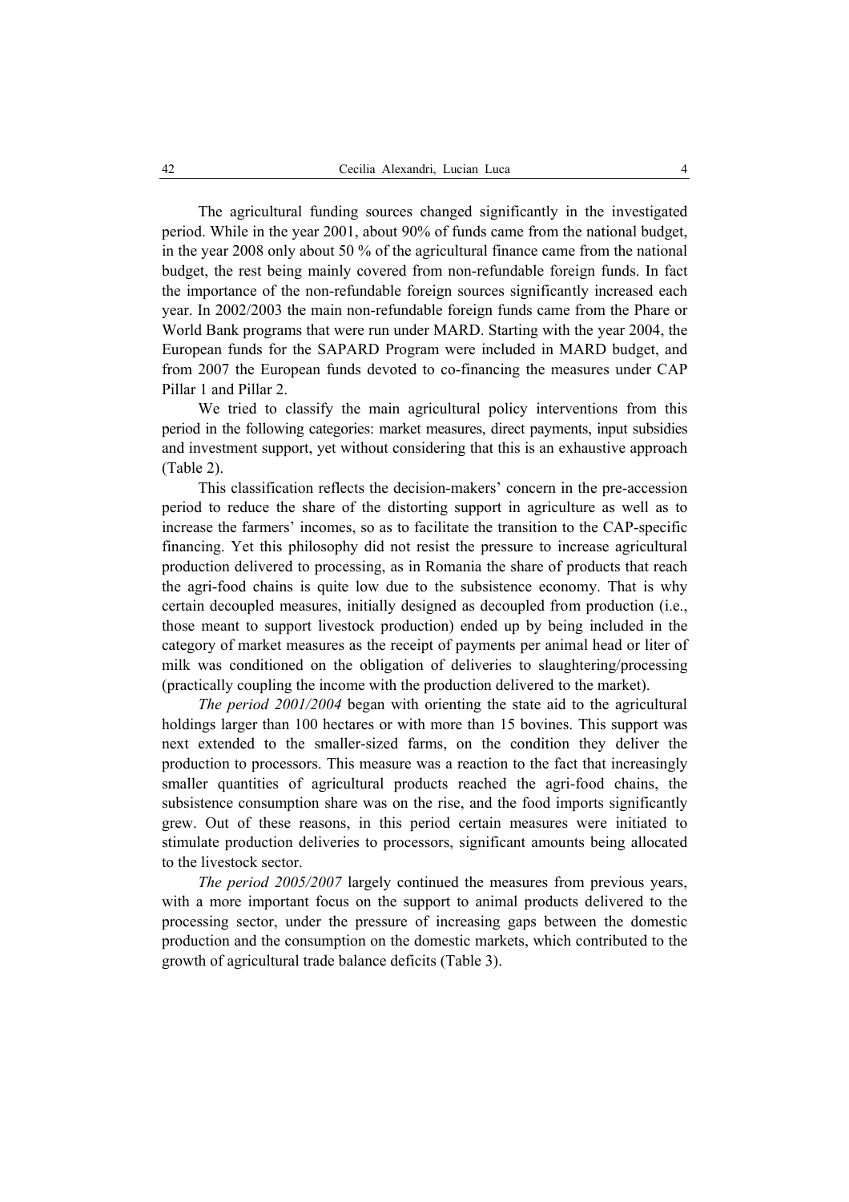The agricultural funding sources changed significantly in the investigated period. While in the year 2001, about 90% of funds came from the national budget, in the year 2008 only about 50 % of the agricultural finance came from the national budget, the rest being mainly covered from non-refundable foreign funds. In fact the importance of the non-refundable foreign sources significantly increased each year. In 2002/2003 the main non-refundable foreign funds came from the Phare or World Bank programs that were run under MARD. Starting with the year 2004, the European funds for the SAPARD Program were included in MARD budget, and from 2007 the European funds devoted to co-financing the measures under CAP Pillar 1 and Pillar 2.

We tried to classify the main agricultural policy interventions from this period in the following categories: market measures, direct payments, input subsidies and investment support, yet without considering that this is an exhaustive approach (Table 2).

This classification reflects the decision-makers' concern in the pre-accession period to reduce the share of the distorting support in agriculture as well as to increase the farmers' incomes, so as to facilitate the transition to the CAP-specific financing. Yet this philosophy did not resist the pressure to increase agricultural production delivered to processing, as in Romania the share of products that reach the agri-food chains is quite low due to the subsistence economy. That is why certain decoupled measures, initially designed as decoupled from production (i.e., those meant to support livestock production) ended up by being included in the category of market measures as the receipt of payments per animal head or liter of milk was conditioned on the obligation of deliveries to slaughtering/processing (practically coupling the income with the production delivered to the market).

*The period 2001/2004* began with orienting the state aid to the agricultural holdings larger than 100 hectares or with more than 15 bovines. This support was next extended to the smaller-sized farms, on the condition they deliver the production to processors. This measure was a reaction to the fact that increasingly smaller quantities of agricultural products reached the agri-food chains, the subsistence consumption share was on the rise, and the food imports significantly grew. Out of these reasons, in this period certain measures were initiated to stimulate production deliveries to processors, significant amounts being allocated to the livestock sector.

*The period 2005/2007* largely continued the measures from previous years, with a more important focus on the support to animal products delivered to the processing sector, under the pressure of increasing gaps between the domestic production and the consumption on the domestic markets, which contributed to the growth of agricultural trade balance deficits (Table 3).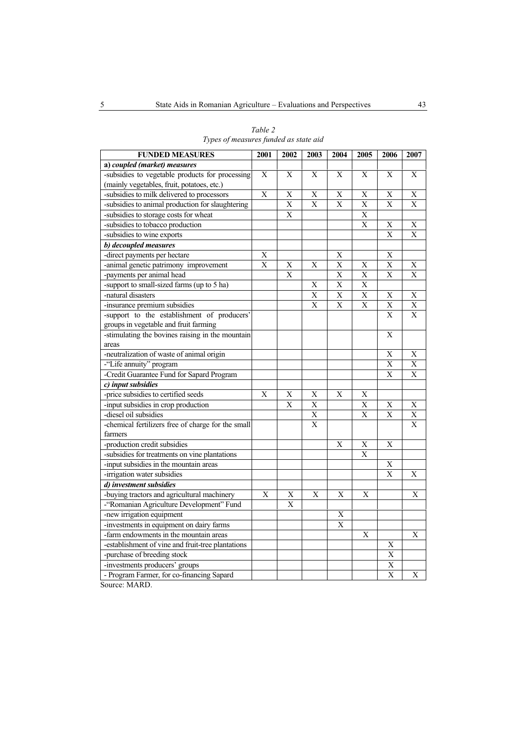*Table 2*
*Types of measures funded as state aid*

| FUNDED MEASURES | 2001 | 2002 | 2003 | 2004 | 2005 | 2006 | 2007 |
|---|---|---|---|---|---|---|---|
| **a) *coupled (market) measures*** | | | | | | | |
| -subsidies to vegetable products for processing (mainly vegetables, fruit, potatoes, etc.) | X | X | X | X | X | X | X |
| -subsidies to milk delivered to processors | X | X | X | X | X | X | X |
| -subsidies to animal production for slaughtering | | X | X | X | X | X | X |
| -subsidies to storage costs for wheat | | X | | | X | | |
| -subsidies to tobacco production | | | | | X | X | X |
| -subsidies to wine exports | | | | | | X | X |
| ***b) decoupled measures*** | | | | | | | |
| -direct payments per hectare | X | | | X | | X | |
| -animal genetic patrimony improvement | X | X | X | X | X | X | X |
| -payments per animal head | | X | | X | X | X | X |
| -support to small-sized farms (up to 5 ha) | | | X | X | X | | |
| -natural disasters | | | X | X | X | X | X |
| -insurance premium subsidies | | | X | X | X | X | X |
| -support to the establishment of producers' groups in vegetable and fruit farming | | | | | | X | X |
| -stimulating the bovines raising in the mountain areas | | | | | | X | |
| -neutralization of waste of animal origin | | | | | | X | X |
| -"Life annuity" program | | | | | | X | X |
| -Credit Guarantee Fund for Sapard Program | | | | | | X | X |
| ***c) input subsidies*** | | | | | | | |
| -price subsidies to certified seeds | X | X | X | X | X | | |
| -input subsidies in crop production | | X | X | | X | X | X |
| -diesel oil subsidies | | | X | | X | X | X |
| -chemical fertilizers free of charge for the small farmers | | | X | | | | X |
| -production credit subsidies | | | | X | X | X | |
| -subsidies for treatments on vine plantations | | | | | X | | |
| -input subsidies in the mountain areas | | | | | | X | |
| -irrigation water subsidies | | | | | | X | X |
| ***d) investment subsidies*** | | | | | | | |
| -buying tractors and agricultural machinery | X | X | X | X | X | | X |
| -"Romanian Agriculture Development" Fund | | X | | | | | |
| -new irrigation equipment | | | | X | | | |
| -investments in equipment on dairy farms | | | | X | | | |
| -farm endowments in the mountain areas | | | | | X | | X |
| -establishment of vine and fruit-tree plantations | | | | | | X | |
| -purchase of breeding stock | | | | | | X | |
| -investments producers' groups | | | | | | X | |
| - Program Farmer, for co-financing Sapard | | | | | | X | X |

Source: MARD.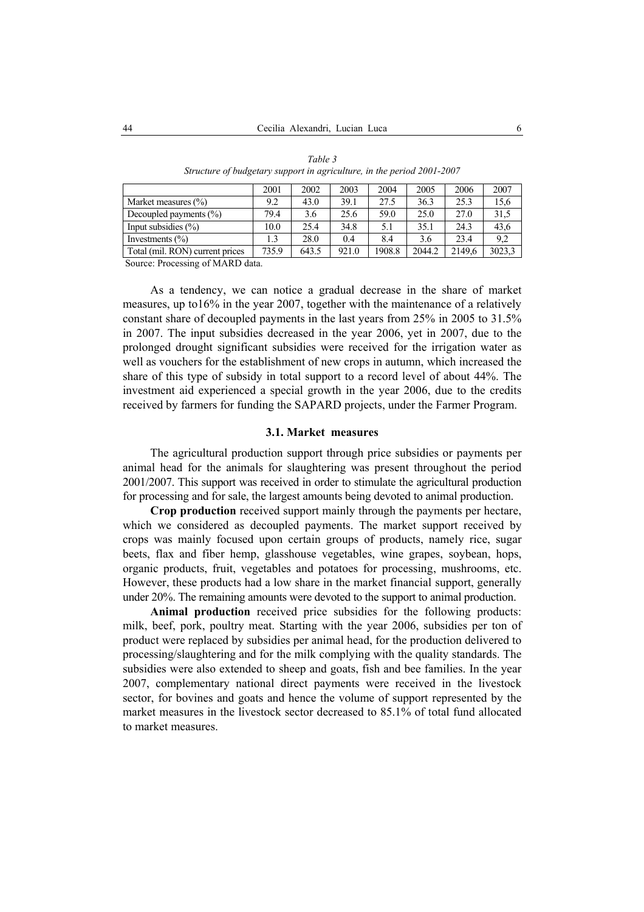*Table 3*
*Structure of budgetary support in agriculture, in the period 2001-2007*

| | 2001 | 2002 | 2003 | 2004 | 2005 | 2006 | 2007 |
|---|---|---|---|---|---|---|---|
| Market measures (%) | 9.2 | 43.0 | 39.1 | 27.5 | 36.3 | 25.3 | 15,6 |
| Decoupled payments (%) | 79.4 | 3.6 | 25.6 | 59.0 | 25.0 | 27.0 | 31,5 |
| Input subsidies (%) | 10.0 | 25.4 | 34.8 | 5.1 | 35.1 | 24.3 | 43,6 |
| Investments (%) | 1.3 | 28.0 | 0.4 | 8.4 | 3.6 | 23.4 | 9,2 |
| Total (mil. RON) current prices | 735.9 | 643.5 | 921.0 | 1908.8 | 2044.2 | 2149,6 | 3023,3 |

Source: Processing of MARD data.

As a tendency, we can notice a gradual decrease in the share of market measures, up to16% in the year 2007, together with the maintenance of a relatively constant share of decoupled payments in the last years from 25% in 2005 to 31.5% in 2007. The input subsidies decreased in the year 2006, yet in 2007, due to the prolonged drought significant subsidies were received for the irrigation water as well as vouchers for the establishment of new crops in autumn, which increased the share of this type of subsidy in total support to a record level of about 44%. The investment aid experienced a special growth in the year 2006, due to the credits received by farmers for funding the SAPARD projects, under the Farmer Program.

### 3.1. Market measures

The agricultural production support through price subsidies or payments per animal head for the animals for slaughtering was present throughout the period 2001/2007. This support was received in order to stimulate the agricultural production for processing and for sale, the largest amounts being devoted to animal production.

**Crop production** received support mainly through the payments per hectare, which we considered as decoupled payments. The market support received by crops was mainly focused upon certain groups of products, namely rice, sugar beets, flax and fiber hemp, glasshouse vegetables, wine grapes, soybean, hops, organic products, fruit, vegetables and potatoes for processing, mushrooms, etc. However, these products had a low share in the market financial support, generally under 20%. The remaining amounts were devoted to the support to animal production.

**Animal production** received price subsidies for the following products: milk, beef, pork, poultry meat. Starting with the year 2006, subsidies per ton of product were replaced by subsidies per animal head, for the production delivered to processing/slaughtering and for the milk complying with the quality standards. The subsidies were also extended to sheep and goats, fish and bee families. In the year 2007, complementary national direct payments were received in the livestock sector, for bovines and goats and hence the volume of support represented by the market measures in the livestock sector decreased to 85.1% of total fund allocated to market measures.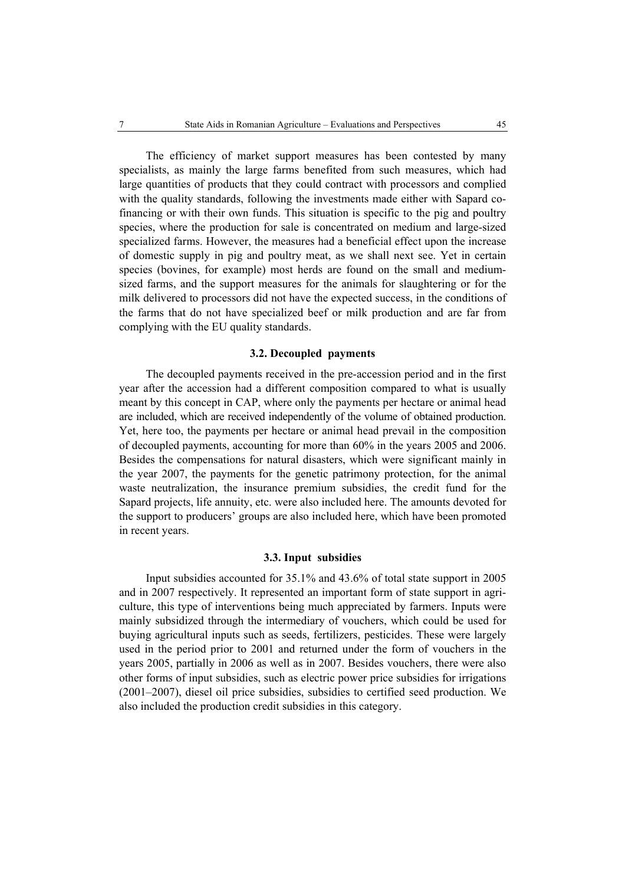The efficiency of market support measures has been contested by many specialists, as mainly the large farms benefited from such measures, which had large quantities of products that they could contract with processors and complied with the quality standards, following the investments made either with Sapard co-financing or with their own funds. This situation is specific to the pig and poultry species, where the production for sale is concentrated on medium and large-sized specialized farms. However, the measures had a beneficial effect upon the increase of domestic supply in pig and poultry meat, as we shall next see. Yet in certain species (bovines, for example) most herds are found on the small and medium-sized farms, and the support measures for the animals for slaughtering or for the milk delivered to processors did not have the expected success, in the conditions of the farms that do not have specialized beef or milk production and are far from complying with the EU quality standards.

### 3.2. Decoupled payments

The decoupled payments received in the pre-accession period and in the first year after the accession had a different composition compared to what is usually meant by this concept in CAP, where only the payments per hectare or animal head are included, which are received independently of the volume of obtained production. Yet, here too, the payments per hectare or animal head prevail in the composition of decoupled payments, accounting for more than 60% in the years 2005 and 2006. Besides the compensations for natural disasters, which were significant mainly in the year 2007, the payments for the genetic patrimony protection, for the animal waste neutralization, the insurance premium subsidies, the credit fund for the Sapard projects, life annuity, etc. were also included here. The amounts devoted for the support to producers' groups are also included here, which have been promoted in recent years.

### 3.3. Input subsidies

Input subsidies accounted for 35.1% and 43.6% of total state support in 2005 and in 2007 respectively. It represented an important form of state support in agriculture, this type of interventions being much appreciated by farmers. Inputs were mainly subsidized through the intermediary of vouchers, which could be used for buying agricultural inputs such as seeds, fertilizers, pesticides. These were largely used in the period prior to 2001 and returned under the form of vouchers in the years 2005, partially in 2006 as well as in 2007. Besides vouchers, there were also other forms of input subsidies, such as electric power price subsidies for irrigations (2001–2007), diesel oil price subsidies, subsidies to certified seed production. We also included the production credit subsidies in this category.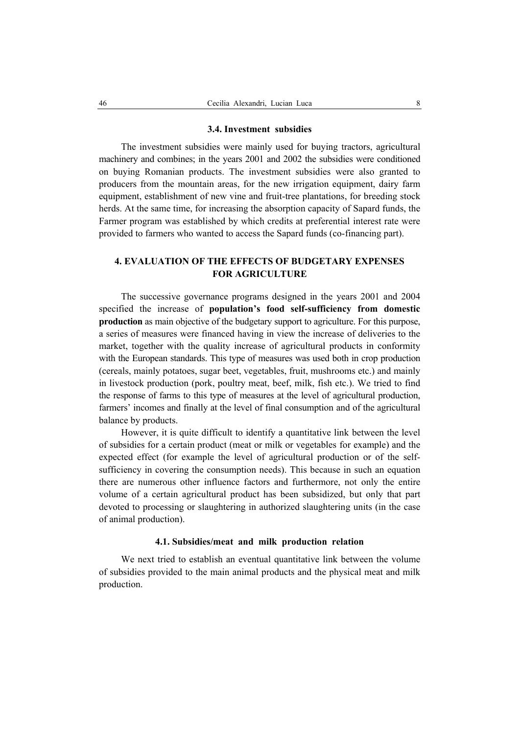### 3.4. Investment subsidies

The investment subsidies were mainly used for buying tractors, agricultural machinery and combines; in the years 2001 and 2002 the subsidies were conditioned on buying Romanian products. The investment subsidies were also granted to producers from the mountain areas, for the new irrigation equipment, dairy farm equipment, establishment of new vine and fruit-tree plantations, for breeding stock herds. At the same time, for increasing the absorption capacity of Sapard funds, the Farmer program was established by which credits at preferential interest rate were provided to farmers who wanted to access the Sapard funds (co-financing part).

## 4. EVALUATION OF THE EFFECTS OF BUDGETARY EXPENSES FOR AGRICULTURE

The successive governance programs designed in the years 2001 and 2004 specified the increase of **population's food self-sufficiency from domestic production** as main objective of the budgetary support to agriculture. For this purpose, a series of measures were financed having in view the increase of deliveries to the market, together with the quality increase of agricultural products in conformity with the European standards. This type of measures was used both in crop production (cereals, mainly potatoes, sugar beet, vegetables, fruit, mushrooms etc.) and mainly in livestock production (pork, poultry meat, beef, milk, fish etc.). We tried to find the response of farms to this type of measures at the level of agricultural production, farmers' incomes and finally at the level of final consumption and of the agricultural balance by products.

However, it is quite difficult to identify a quantitative link between the level of subsidies for a certain product (meat or milk or vegetables for example) and the expected effect (for example the level of agricultural production or of the self-sufficiency in covering the consumption needs). This because in such an equation there are numerous other influence factors and furthermore, not only the entire volume of a certain agricultural product has been subsidized, but only that part devoted to processing or slaughtering in authorized slaughtering units (in the case of animal production).

### 4.1. Subsidies/meat and milk production relation

We next tried to establish an eventual quantitative link between the volume of subsidies provided to the main animal products and the physical meat and milk production.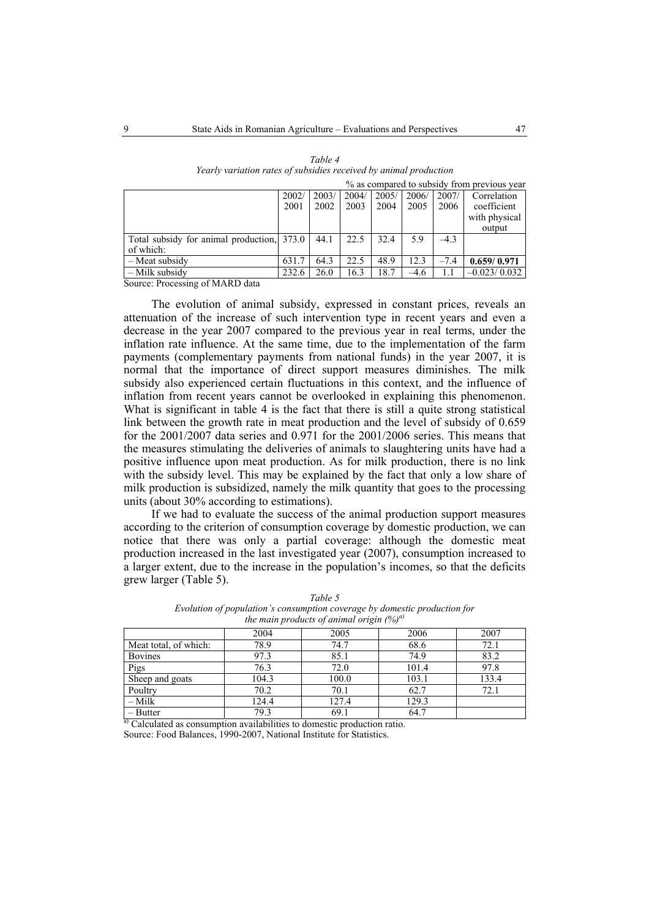*Table 4*
*Yearly variation rates of subsidies received by animal production*

% as compared to subsidy from previous year

| | 2002/ 2001 | 2003/ 2002 | 2004/ 2003 | 2005/ 2004 | 2006/ 2005 | 2007/ 2006 | Correlation coefficient with physical output |
|---|---|---|---|---|---|---|---|
| Total subsidy for animal production, of which: | 373.0 | 44.1 | 22.5 | 32.4 | 5.9 | –4.3 | |
| – Meat subsidy | 631.7 | 64.3 | 22.5 | 48.9 | 12.3 | –7.4 | **0.659/ 0.971** |
| – Milk subsidy | 232.6 | 26.0 | 16.3 | 18.7 | –4.6 | 1.1 | –0.023/ 0.032 |

Source: Processing of MARD data

The evolution of animal subsidy, expressed in constant prices, reveals an attenuation of the increase of such intervention type in recent years and even a decrease in the year 2007 compared to the previous year in real terms, under the inflation rate influence. At the same time, due to the implementation of the farm payments (complementary payments from national funds) in the year 2007, it is normal that the importance of direct support measures diminishes. The milk subsidy also experienced certain fluctuations in this context, and the influence of inflation from recent years cannot be overlooked in explaining this phenomenon. What is significant in table 4 is the fact that there is still a quite strong statistical link between the growth rate in meat production and the level of subsidy of 0.659 for the 2001/2007 data series and 0.971 for the 2001/2006 series. This means that the measures stimulating the deliveries of animals to slaughtering units have had a positive influence upon meat production. As for milk production, there is no link with the subsidy level. This may be explained by the fact that only a low share of milk production is subsidized, namely the milk quantity that goes to the processing units (about 30% according to estimations).

If we had to evaluate the success of the animal production support measures according to the criterion of consumption coverage by domestic production, we can notice that there was only a partial coverage: although the domestic meat production increased in the last investigated year (2007), consumption increased to a larger extent, due to the increase in the population's incomes, so that the deficits grew larger (Table 5).

*Table 5*
*Evolution of population's consumption coverage by domestic production for the main products of animal origin (%)*[a]

| | 2004 | 2005 | 2006 | 2007 |
|---|---|---|---|---|
| Meat total, of which: | 78.9 | 74.7 | 68.6 | 72.1 |
| Bovines | 97.3 | 85.1 | 74.9 | 83.2 |
| Pigs | 76.3 | 72.0 | 101.4 | 97.8 |
| Sheep and goats | 104.3 | 100.0 | 103.1 | 133.4 |
| Poultry | 70.2 | 70.1 | 62.7 | 72.1 |
| – Milk | 124.4 | 127.4 | 129.3 | |
| – Butter | 79.3 | 69.1 | 64.7 | |

[a] Calculated as consumption availabilities to domestic production ratio.

Source: Food Balances, 1990-2007, National Institute for Statistics.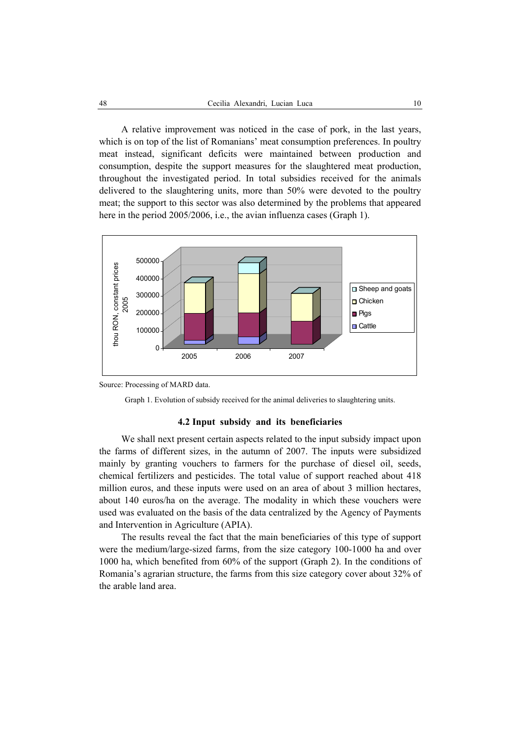A relative improvement was noticed in the case of pork, in the last years, which is on top of the list of Romanians' meat consumption preferences. In poultry meat instead, significant deficits were maintained between production and consumption, despite the support measures for the slaughtered meat production, throughout the investigated period. In total subsidies received for the animals delivered to the slaughtering units, more than 50% were devoted to the poultry meat; the support to this sector was also determined by the problems that appeared here in the period 2005/2006, i.e., the avian influenza cases (Graph 1).

Source: Processing of MARD data.

Graph 1. Evolution of subsidy received for the animal deliveries to slaughtering units.

### 4.2 Input subsidy and its beneficiaries

We shall next present certain aspects related to the input subsidy impact upon the farms of different sizes, in the autumn of 2007. The inputs were subsidized mainly by granting vouchers to farmers for the purchase of diesel oil, seeds, chemical fertilizers and pesticides. The total value of support reached about 418 million euros, and these inputs were used on an area of about 3 million hectares, about 140 euros/ha on the average. The modality in which these vouchers were used was evaluated on the basis of the data centralized by the Agency of Payments and Intervention in Agriculture (APIA).

The results reveal the fact that the main beneficiaries of this type of support were the medium/large-sized farms, from the size category 100-1000 ha and over 1000 ha, which benefited from 60% of the support (Graph 2). In the conditions of Romania's agrarian structure, the farms from this size category cover about 32% of the arable land area.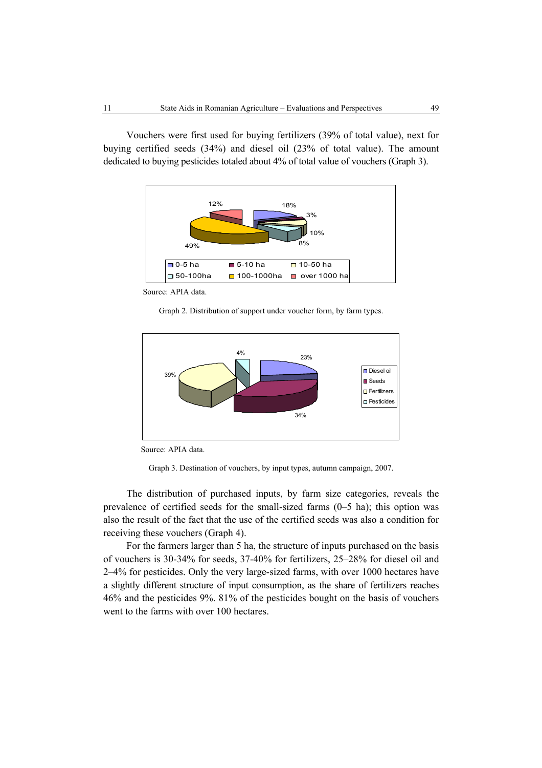Vouchers were first used for buying fertilizers (39% of total value), next for buying certified seeds (34%) and diesel oil (23% of total value). The amount dedicated to buying pesticides totaled about 4% of total value of vouchers (Graph 3).

Source: APIA data.

Graph 2. Distribution of support under voucher form, by farm types.

Source: APIA data.

Graph 3. Destination of vouchers, by input types, autumn campaign, 2007.

The distribution of purchased inputs, by farm size categories, reveals the prevalence of certified seeds for the small-sized farms (0–5 ha); this option was also the result of the fact that the use of the certified seeds was also a condition for receiving these vouchers (Graph 4).

For the farmers larger than 5 ha, the structure of inputs purchased on the basis of vouchers is 30-34% for seeds, 37-40% for fertilizers, 25–28% for diesel oil and 2–4% for pesticides. Only the very large-sized farms, with over 1000 hectares have a slightly different structure of input consumption, as the share of fertilizers reaches 46% and the pesticides 9%. 81% of the pesticides bought on the basis of vouchers went to the farms with over 100 hectares.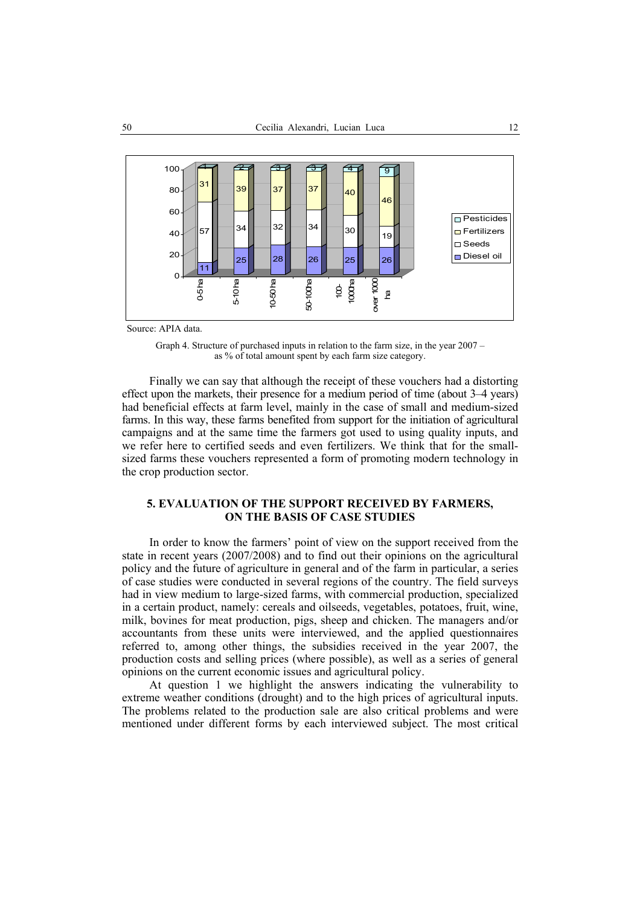Source: APIA data.

Graph 4. Structure of purchased inputs in relation to the farm size, in the year 2007 – as % of total amount spent by each farm size category.

| Farm size | Diesel oil | Seeds | Fertilizers | Pesticides |
|---|---|---|---|---|
| 0-5 ha | 11 | 57 | 31 | 1 |
| 5-10 ha | 25 | 34 | 39 | 2 |
| 10-50 ha | 28 | 32 | 37 | 3 |
| 50-100ha | 26 | 34 | 37 | 3 |
| 100-1000ha | 25 | 30 | 40 | 4 |
| over 1000 ha | 26 | 19 | 46 | 9 |

Finally we can say that although the receipt of these vouchers had a distorting effect upon the markets, their presence for a medium period of time (about 3–4 years) had beneficial effects at farm level, mainly in the case of small and medium-sized farms. In this way, these farms benefited from support for the initiation of agricultural campaigns and at the same time the farmers got used to using quality inputs, and we refer here to certified seeds and even fertilizers. We think that for the small-sized farms these vouchers represented a form of promoting modern technology in the crop production sector.

## 5. EVALUATION OF THE SUPPORT RECEIVED BY FARMERS, ON THE BASIS OF CASE STUDIES

In order to know the farmers' point of view on the support received from the state in recent years (2007/2008) and to find out their opinions on the agricultural policy and the future of agriculture in general and of the farm in particular, a series of case studies were conducted in several regions of the country. The field surveys had in view medium to large-sized farms, with commercial production, specialized in a certain product, namely: cereals and oilseeds, vegetables, potatoes, fruit, wine, milk, bovines for meat production, pigs, sheep and chicken. The managers and/or accountants from these units were interviewed, and the applied questionnaires referred to, among other things, the subsidies received in the year 2007, the production costs and selling prices (where possible), as well as a series of general opinions on the current economic issues and agricultural policy.

At question 1 we highlight the answers indicating the vulnerability to extreme weather conditions (drought) and to the high prices of agricultural inputs. The problems related to the production sale are also critical problems and were mentioned under different forms by each interviewed subject. The most critical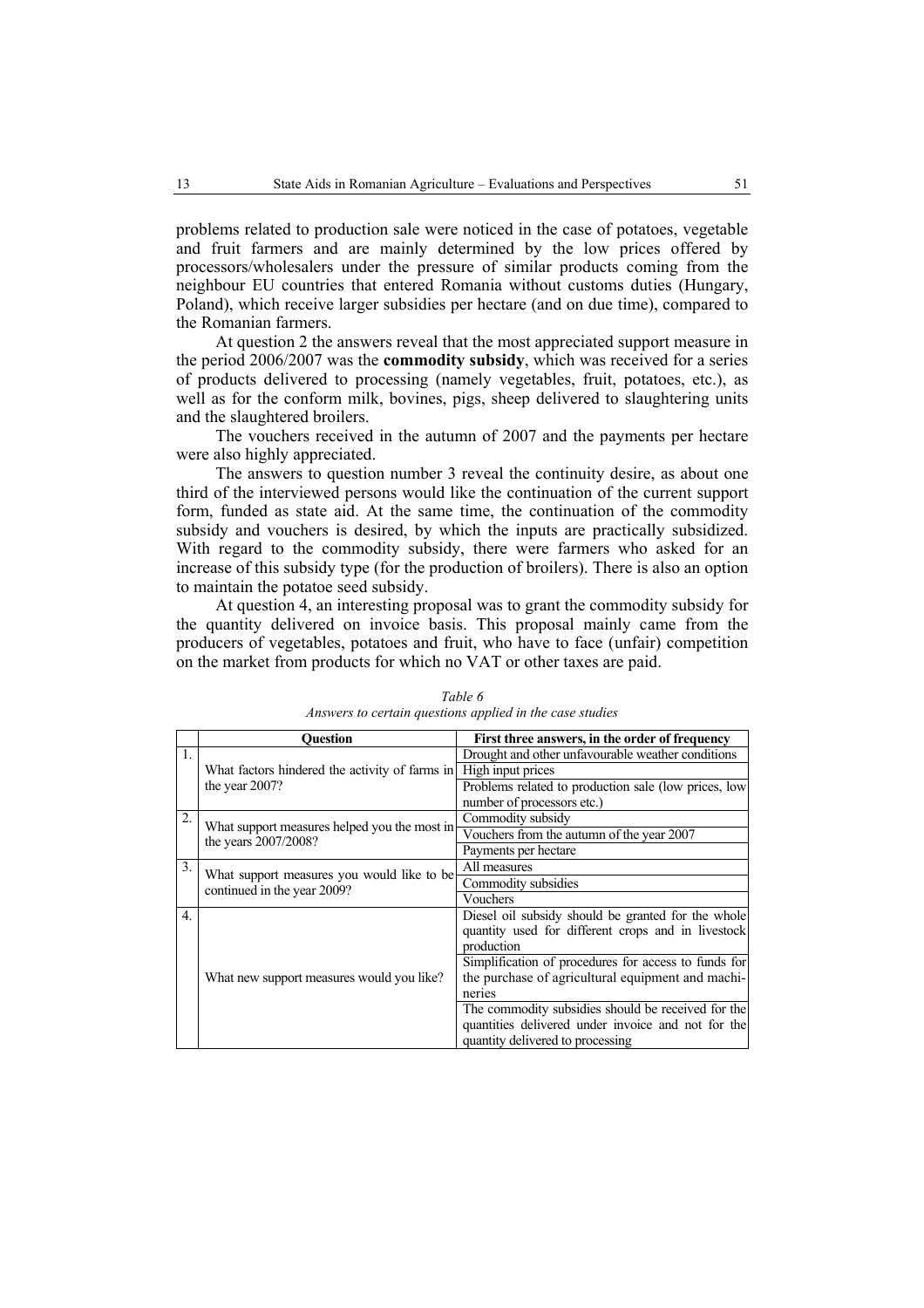problems related to production sale were noticed in the case of potatoes, vegetable and fruit farmers and are mainly determined by the low prices offered by processors/wholesalers under the pressure of similar products coming from the neighbour EU countries that entered Romania without customs duties (Hungary, Poland), which receive larger subsidies per hectare (and on due time), compared to the Romanian farmers.

At question 2 the answers reveal that the most appreciated support measure in the period 2006/2007 was the **commodity subsidy**, which was received for a series of products delivered to processing (namely vegetables, fruit, potatoes, etc.), as well as for the conform milk, bovines, pigs, sheep delivered to slaughtering units and the slaughtered broilers.

The vouchers received in the autumn of 2007 and the payments per hectare were also highly appreciated.

The answers to question number 3 reveal the continuity desire, as about one third of the interviewed persons would like the continuation of the current support form, funded as state aid. At the same time, the continuation of the commodity subsidy and vouchers is desired, by which the inputs are practically subsidized. With regard to the commodity subsidy, there were farmers who asked for an increase of this subsidy type (for the production of broilers). There is also an option to maintain the potatoe seed subsidy.

At question 4, an interesting proposal was to grant the commodity subsidy for the quantity delivered on invoice basis. This proposal mainly came from the producers of vegetables, potatoes and fruit, who have to face (unfair) competition on the market from products for which no VAT or other taxes are paid.

*Table 6*

*Answers to certain questions applied in the case studies*

| | **Question** | **First three answers, in the order of frequency** |
|---|---|---|
| 1. | What factors hindered the activity of farms in the year 2007? | Drought and other unfavourable weather conditions |
| | | High input prices |
| | | Problems related to production sale (low prices, low number of processors etc.) |
| 2. | What support measures helped you the most in the years 2007/2008? | Commodity subsidy |
| | | Vouchers from the autumn of the year 2007 |
| | | Payments per hectare |
| 3. | What support measures you would like to be continued in the year 2009? | All measures |
| | | Commodity subsidies |
| | | Vouchers |
| 4. | What new support measures would you like? | Diesel oil subsidy should be granted for the whole quantity used for different crops and in livestock production |
| | | Simplification of procedures for access to funds for the purchase of agricultural equipment and machineries |
| | | The commodity subsidies should be received for the quantities delivered under invoice and not for the quantity delivered to processing |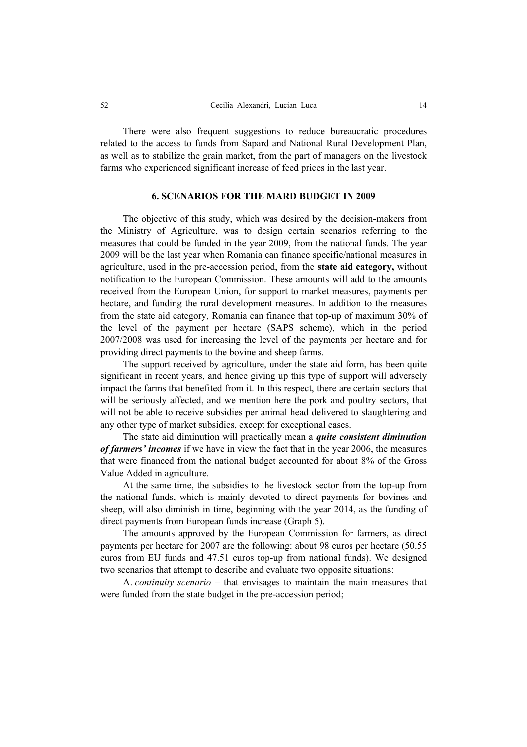There were also frequent suggestions to reduce bureaucratic procedures related to the access to funds from Sapard and National Rural Development Plan, as well as to stabilize the grain market, from the part of managers on the livestock farms who experienced significant increase of feed prices in the last year.

## 6. SCENARIOS FOR THE MARD BUDGET IN 2009

The objective of this study, which was desired by the decision-makers from the Ministry of Agriculture, was to design certain scenarios referring to the measures that could be funded in the year 2009, from the national funds. The year 2009 will be the last year when Romania can finance specific/national measures in agriculture, used in the pre-accession period, from the **state aid category,** without notification to the European Commission. These amounts will add to the amounts received from the European Union, for support to market measures, payments per hectare, and funding the rural development measures. In addition to the measures from the state aid category, Romania can finance that top-up of maximum 30% of the level of the payment per hectare (SAPS scheme), which in the period 2007/2008 was used for increasing the level of the payments per hectare and for providing direct payments to the bovine and sheep farms.

The support received by agriculture, under the state aid form, has been quite significant in recent years, and hence giving up this type of support will adversely impact the farms that benefited from it. In this respect, there are certain sectors that will be seriously affected, and we mention here the pork and poultry sectors, that will not be able to receive subsidies per animal head delivered to slaughtering and any other type of market subsidies, except for exceptional cases.

The state aid diminution will practically mean a ***quite consistent diminution of farmers' incomes*** if we have in view the fact that in the year 2006, the measures that were financed from the national budget accounted for about 8% of the Gross Value Added in agriculture.

At the same time, the subsidies to the livestock sector from the top-up from the national funds, which is mainly devoted to direct payments for bovines and sheep, will also diminish in time, beginning with the year 2014, as the funding of direct payments from European funds increase (Graph 5).

The amounts approved by the European Commission for farmers, as direct payments per hectare for 2007 are the following: about 98 euros per hectare (50.55 euros from EU funds and 47.51 euros top-up from national funds). We designed two scenarios that attempt to describe and evaluate two opposite situations:

A. *continuity scenario* – that envisages to maintain the main measures that were funded from the state budget in the pre-accession period;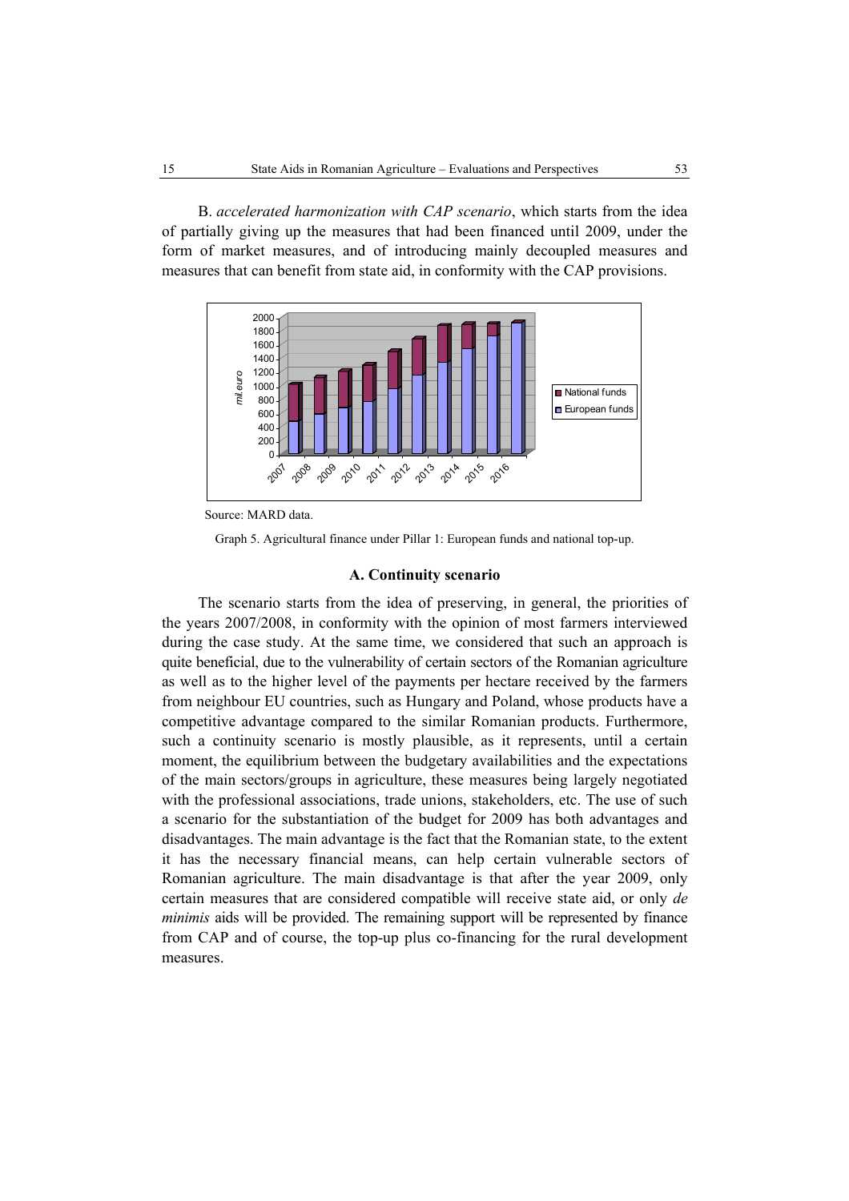B. *accelerated harmonization with CAP scenario*, which starts from the idea of partially giving up the measures that had been financed until 2009, under the form of market measures, and of introducing mainly decoupled measures and measures that can benefit from state aid, in conformity with the CAP provisions.

Source: MARD data.

Graph 5. Agricultural finance under Pillar 1: European funds and national top-up.

### A. Continuity scenario

The scenario starts from the idea of preserving, in general, the priorities of the years 2007/2008, in conformity with the opinion of most farmers interviewed during the case study. At the same time, we considered that such an approach is quite beneficial, due to the vulnerability of certain sectors of the Romanian agriculture as well as to the higher level of the payments per hectare received by the farmers from neighbour EU countries, such as Hungary and Poland, whose products have a competitive advantage compared to the similar Romanian products. Furthermore, such a continuity scenario is mostly plausible, as it represents, until a certain moment, the equilibrium between the budgetary availabilities and the expectations of the main sectors/groups in agriculture, these measures being largely negotiated with the professional associations, trade unions, stakeholders, etc. The use of such a scenario for the substantiation of the budget for 2009 has both advantages and disadvantages. The main advantage is the fact that the Romanian state, to the extent it has the necessary financial means, can help certain vulnerable sectors of Romanian agriculture. The main disadvantage is that after the year 2009, only certain measures that are considered compatible will receive state aid, or only *de minimis* aids will be provided. The remaining support will be represented by finance from CAP and of course, the top-up plus co-financing for the rural development measures.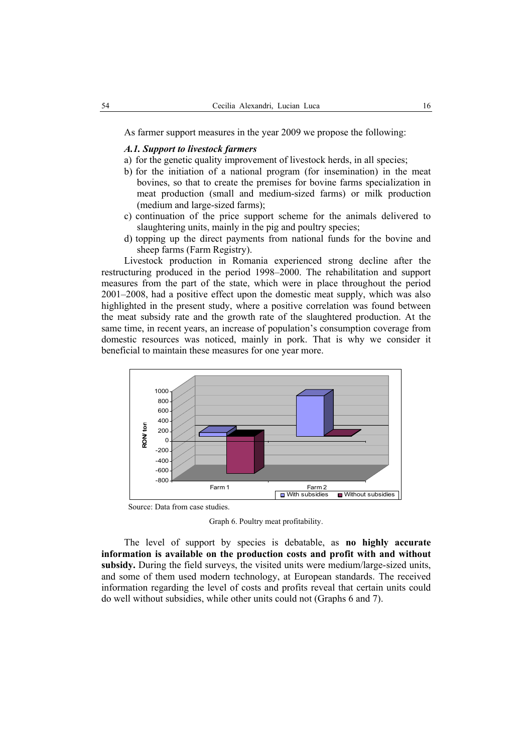As farmer support measures in the year 2009 we propose the following:

***A.1. Support to livestock farmers***

a) for the genetic quality improvement of livestock herds, in all species;
b) for the initiation of a national program (for insemination) in the meat bovines, so that to create the premises for bovine farms specialization in meat production (small and medium-sized farms) or milk production (medium and large-sized farms);
c) continuation of the price support scheme for the animals delivered to slaughtering units, mainly in the pig and poultry species;
d) topping up the direct payments from national funds for the bovine and sheep farms (Farm Registry).

Livestock production in Romania experienced strong decline after the restructuring produced in the period 1998–2000. The rehabilitation and support measures from the part of the state, which were in place throughout the period 2001–2008, had a positive effect upon the domestic meat supply, which was also highlighted in the present study, where a positive correlation was found between the meat subsidy rate and the growth rate of the slaughtered production. At the same time, in recent years, an increase of population's consumption coverage from domestic resources was noticed, mainly in pork. That is why we consider it beneficial to maintain these measures for one year more.

Source: Data from case studies.

Graph 6. Poultry meat profitability.

The level of support by species is debatable, as **no highly accurate information is available on the production costs and profit with and without subsidy.** During the field surveys, the visited units were medium/large-sized units, and some of them used modern technology, at European standards. The received information regarding the level of costs and profits reveal that certain units could do well without subsidies, while other units could not (Graphs 6 and 7).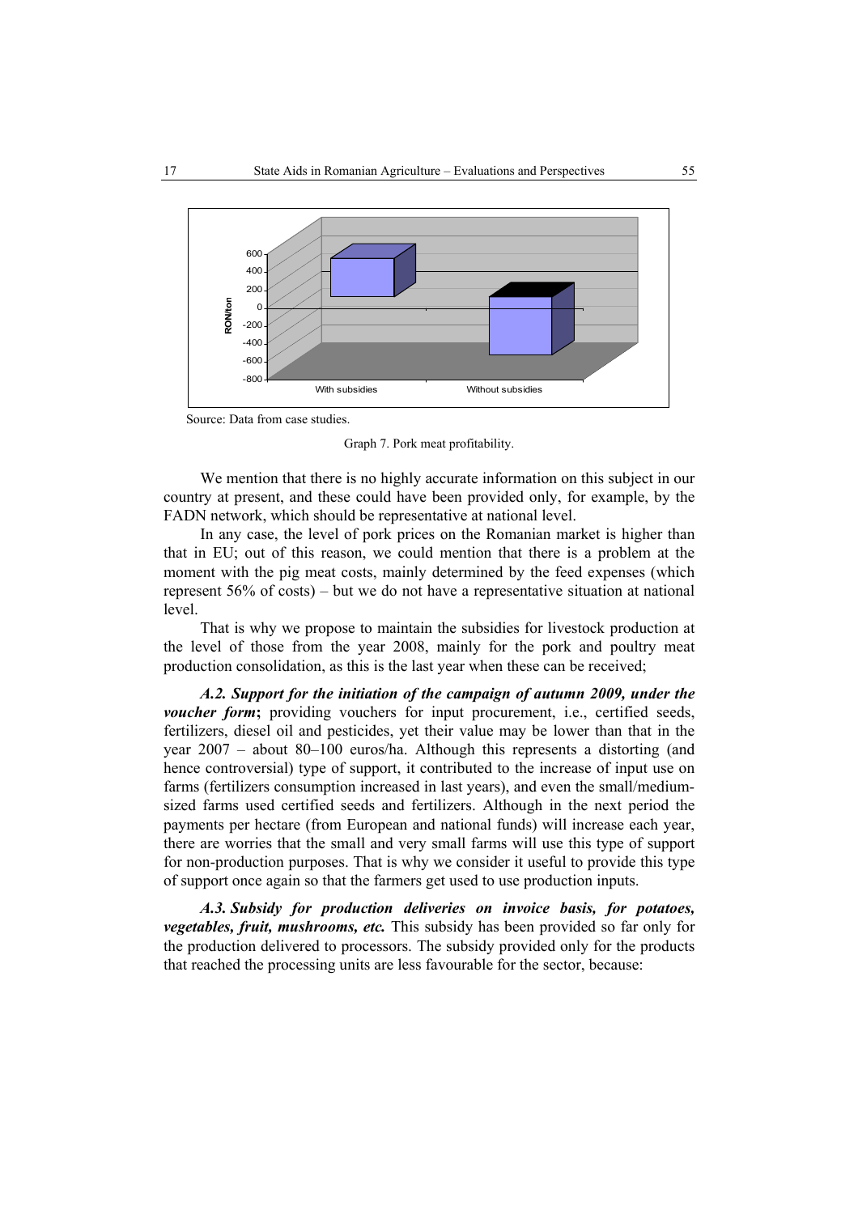Source: Data from case studies.

Graph 7. Pork meat profitability.

We mention that there is no highly accurate information on this subject in our country at present, and these could have been provided only, for example, by the FADN network, which should be representative at national level.

In any case, the level of pork prices on the Romanian market is higher than that in EU; out of this reason, we could mention that there is a problem at the moment with the pig meat costs, mainly determined by the feed expenses (which represent 56% of costs) – but we do not have a representative situation at national level.

That is why we propose to maintain the subsidies for livestock production at the level of those from the year 2008, mainly for the pork and poultry meat production consolidation, as this is the last year when these can be received;

***A.2. Support for the initiation of the campaign of autumn 2009, under the voucher form***; providing vouchers for input procurement, i.e., certified seeds, fertilizers, diesel oil and pesticides, yet their value may be lower than that in the year 2007 – about 80–100 euros/ha. Although this represents a distorting (and hence controversial) type of support, it contributed to the increase of input use on farms (fertilizers consumption increased in last years), and even the small/medium-sized farms used certified seeds and fertilizers. Although in the next period the payments per hectare (from European and national funds) will increase each year, there are worries that the small and very small farms will use this type of support for non-production purposes. That is why we consider it useful to provide this type of support once again so that the farmers get used to use production inputs.

***A.3. Subsidy for production deliveries on invoice basis, for potatoes, vegetables, fruit, mushrooms, etc.*** This subsidy has been provided so far only for the production delivered to processors. The subsidy provided only for the products that reached the processing units are less favourable for the sector, because: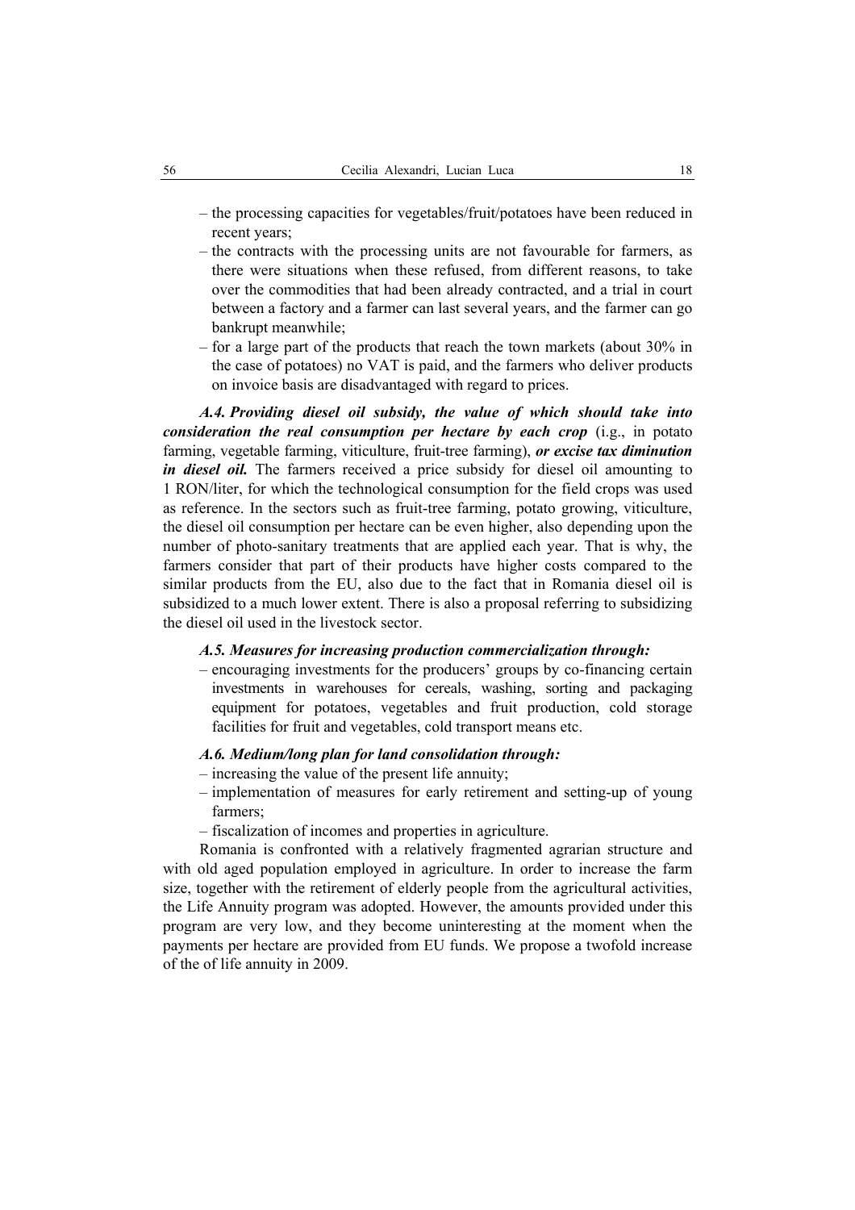– the processing capacities for vegetables/fruit/potatoes have been reduced in recent years;
– the contracts with the processing units are not favourable for farmers, as there were situations when these refused, from different reasons, to take over the commodities that had been already contracted, and a trial in court between a factory and a farmer can last several years, and the farmer can go bankrupt meanwhile;
– for a large part of the products that reach the town markets (about 30% in the case of potatoes) no VAT is paid, and the farmers who deliver products on invoice basis are disadvantaged with regard to prices.

***A.4. Providing diesel oil subsidy, the value of which should take into consideration the real consumption per hectare by each crop*** (i.g., in potato farming, vegetable farming, viticulture, fruit-tree farming), ***or excise tax diminution in diesel oil.*** The farmers received a price subsidy for diesel oil amounting to 1 RON/liter, for which the technological consumption for the field crops was used as reference. In the sectors such as fruit-tree farming, potato growing, viticulture, the diesel oil consumption per hectare can be even higher, also depending upon the number of photo-sanitary treatments that are applied each year. That is why, the farmers consider that part of their products have higher costs compared to the similar products from the EU, also due to the fact that in Romania diesel oil is subsidized to a much lower extent. There is also a proposal referring to subsidizing the diesel oil used in the livestock sector.

***A.5. Measures for increasing production commercialization through:***

– encouraging investments for the producers' groups by co-financing certain investments in warehouses for cereals, washing, sorting and packaging equipment for potatoes, vegetables and fruit production, cold storage facilities for fruit and vegetables, cold transport means etc.

***A.6. Medium/long plan for land consolidation through:***

– increasing the value of the present life annuity;
– implementation of measures for early retirement and setting-up of young farmers;
– fiscalization of incomes and properties in agriculture.

Romania is confronted with a relatively fragmented agrarian structure and with old aged population employed in agriculture. In order to increase the farm size, together with the retirement of elderly people from the agricultural activities, the Life Annuity program was adopted. However, the amounts provided under this program are very low, and they become uninteresting at the moment when the payments per hectare are provided from EU funds. We propose a twofold increase of the of life annuity in 2009.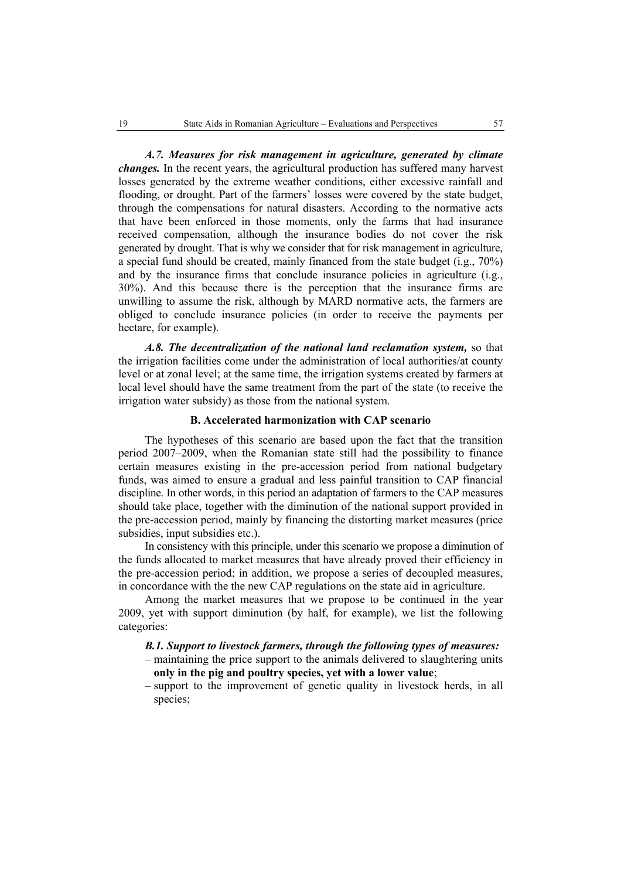***A.7. Measures for risk management in agriculture, generated by climate changes.*** In the recent years, the agricultural production has suffered many harvest losses generated by the extreme weather conditions, either excessive rainfall and flooding, or drought. Part of the farmers' losses were covered by the state budget, through the compensations for natural disasters. According to the normative acts that have been enforced in those moments, only the farms that had insurance received compensation, although the insurance bodies do not cover the risk generated by drought. That is why we consider that for risk management in agriculture, a special fund should be created, mainly financed from the state budget (i.g., 70%) and by the insurance firms that conclude insurance policies in agriculture (i.g., 30%). And this because there is the perception that the insurance firms are unwilling to assume the risk, although by MARD normative acts, the farmers are obliged to conclude insurance policies (in order to receive the payments per hectare, for example).

***A.8. The decentralization of the national land reclamation system,*** so that the irrigation facilities come under the administration of local authorities/at county level or at zonal level; at the same time, the irrigation systems created by farmers at local level should have the same treatment from the part of the state (to receive the irrigation water subsidy) as those from the national system.

### B. Accelerated harmonization with CAP scenario

The hypotheses of this scenario are based upon the fact that the transition period 2007–2009, when the Romanian state still had the possibility to finance certain measures existing in the pre-accession period from national budgetary funds, was aimed to ensure a gradual and less painful transition to CAP financial discipline. In other words, in this period an adaptation of farmers to the CAP measures should take place, together with the diminution of the national support provided in the pre-accession period, mainly by financing the distorting market measures (price subsidies, input subsidies etc.).

In consistency with this principle, under this scenario we propose a diminution of the funds allocated to market measures that have already proved their efficiency in the pre-accession period; in addition, we propose a series of decoupled measures, in concordance with the the new CAP regulations on the state aid in agriculture.

Among the market measures that we propose to be continued in the year 2009, yet with support diminution (by half, for example), we list the following categories:

***B.1. Support to livestock farmers, through the following types of measures:***

- maintaining the price support to the animals delivered to slaughtering units **only in the pig and poultry species, yet with a lower value**;
- support to the improvement of genetic quality in livestock herds, in all species;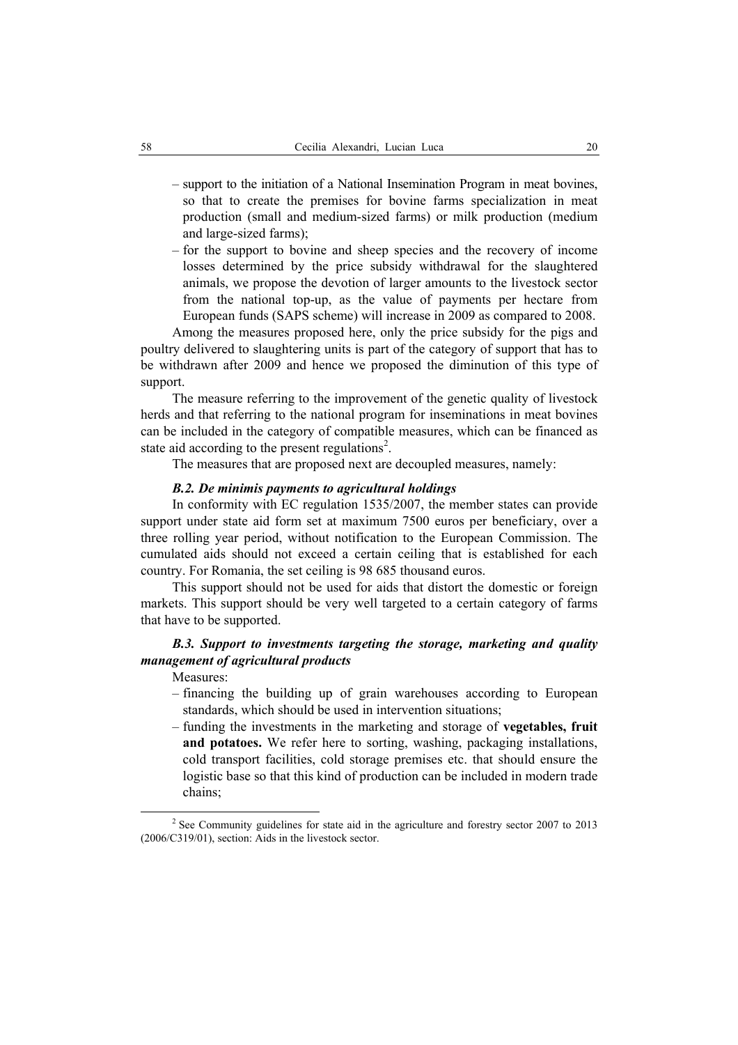– support to the initiation of a National Insemination Program in meat bovines, so that to create the premises for bovine farms specialization in meat production (small and medium-sized farms) or milk production (medium and large-sized farms);

– for the support to bovine and sheep species and the recovery of income losses determined by the price subsidy withdrawal for the slaughtered animals, we propose the devotion of larger amounts to the livestock sector from the national top-up, as the value of payments per hectare from European funds (SAPS scheme) will increase in 2009 as compared to 2008.

Among the measures proposed here, only the price subsidy for the pigs and poultry delivered to slaughtering units is part of the category of support that has to be withdrawn after 2009 and hence we proposed the diminution of this type of support.

The measure referring to the improvement of the genetic quality of livestock herds and that referring to the national program for inseminations in meat bovines can be included in the category of compatible measures, which can be financed as state aid according to the present regulations[2].

The measures that are proposed next are decoupled measures, namely:

***B.2. De minimis payments to agricultural holdings***

In conformity with EC regulation 1535/2007, the member states can provide support under state aid form set at maximum 7500 euros per beneficiary, over a three rolling year period, without notification to the European Commission. The cumulated aids should not exceed a certain ceiling that is established for each country. For Romania, the set ceiling is 98 685 thousand euros.

This support should not be used for aids that distort the domestic or foreign markets. This support should be very well targeted to a certain category of farms that have to be supported.

***B.3. Support to investments targeting the storage, marketing and quality management of agricultural products***

Measures:

– financing the building up of grain warehouses according to European standards, which should be used in intervention situations;

– funding the investments in the marketing and storage of **vegetables, fruit and potatoes.** We refer here to sorting, washing, packaging installations, cold transport facilities, cold storage premises etc. that should ensure the logistic base so that this kind of production can be included in modern trade chains;

---

[2] See Community guidelines for state aid in the agriculture and forestry sector 2007 to 2013 (2006/C319/01), section: Aids in the livestock sector.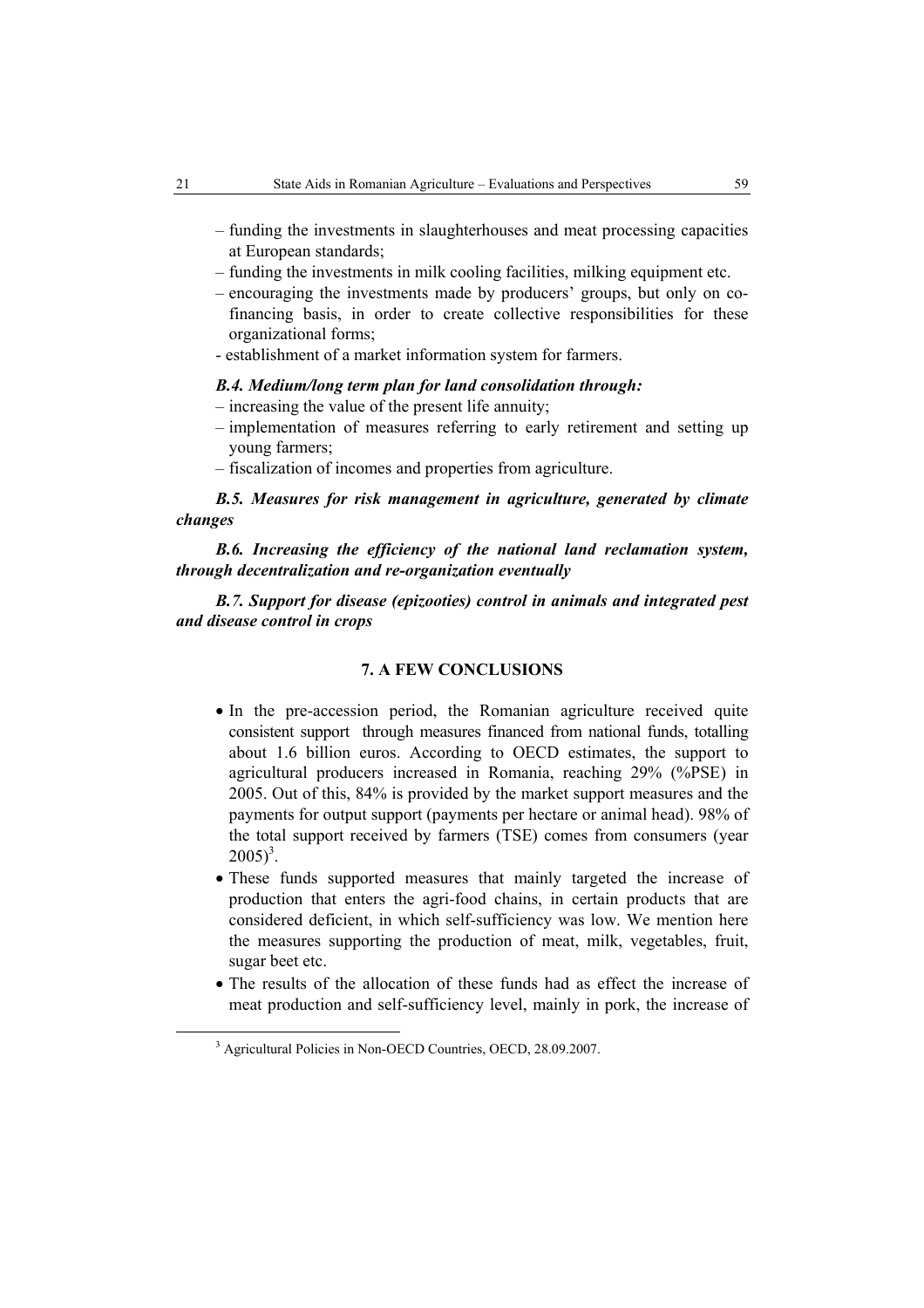– funding the investments in slaughterhouses and meat processing capacities at European standards;
– funding the investments in milk cooling facilities, milking equipment etc.
– encouraging the investments made by producers' groups, but only on co-financing basis, in order to create collective responsibilities for these organizational forms;
- establishment of a market information system for farmers.

***B.4. Medium/long term plan for land consolidation through:***
– increasing the value of the present life annuity;
– implementation of measures referring to early retirement and setting up young farmers;
– fiscalization of incomes and properties from agriculture.

***B.5. Measures for risk management in agriculture, generated by climate changes***

***B.6. Increasing the efficiency of the national land reclamation system, through decentralization and re-organization eventually***

***B.7. Support for disease (epizooties) control in animals and integrated pest and disease control in crops***

## 7. A FEW CONCLUSIONS

- In the pre-accession period, the Romanian agriculture received quite consistent support through measures financed from national funds, totalling about 1.6 billion euros. According to OECD estimates, the support to agricultural producers increased in Romania, reaching 29% (%PSE) in 2005. Out of this, 84% is provided by the market support measures and the payments for output support (payments per hectare or animal head). 98% of the total support received by farmers (TSE) comes from consumers (year 2005)[3].
- These funds supported measures that mainly targeted the increase of production that enters the agri-food chains, in certain products that are considered deficient, in which self-sufficiency was low. We mention here the measures supporting the production of meat, milk, vegetables, fruit, sugar beet etc.
- The results of the allocation of these funds had as effect the increase of meat production and self-sufficiency level, mainly in pork, the increase of

[3] Agricultural Policies in Non-OECD Countries, OECD, 28.09.2007.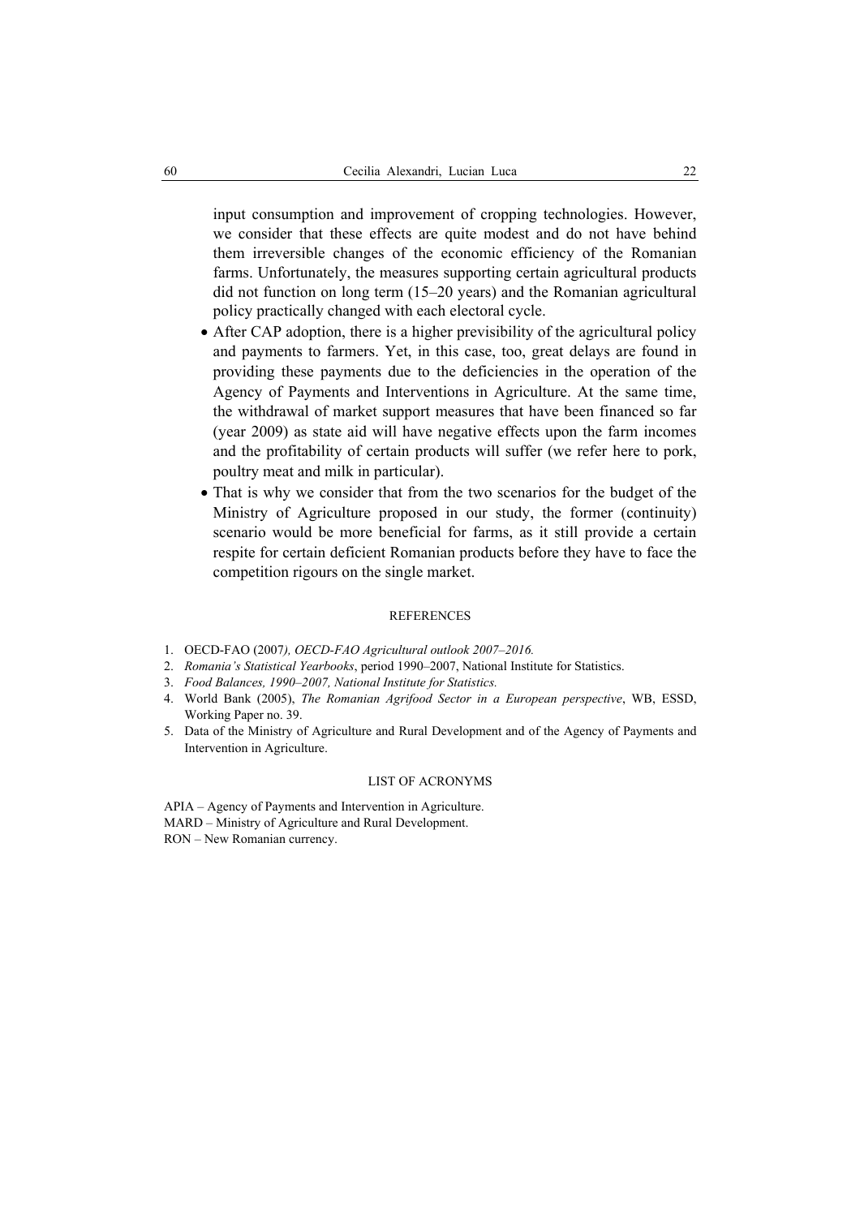input consumption and improvement of cropping technologies. However, we consider that these effects are quite modest and do not have behind them irreversible changes of the economic efficiency of the Romanian farms. Unfortunately, the measures supporting certain agricultural products did not function on long term (15–20 years) and the Romanian agricultural policy practically changed with each electoral cycle.

- After CAP adoption, there is a higher previsibility of the agricultural policy and payments to farmers. Yet, in this case, too, great delays are found in providing these payments due to the deficiencies in the operation of the Agency of Payments and Interventions in Agriculture. At the same time, the withdrawal of market support measures that have been financed so far (year 2009) as state aid will have negative effects upon the farm incomes and the profitability of certain products will suffer (we refer here to pork, poultry meat and milk in particular).
- That is why we consider that from the two scenarios for the budget of the Ministry of Agriculture proposed in our study, the former (continuity) scenario would be more beneficial for farms, as it still provide a certain respite for certain deficient Romanian products before they have to face the competition rigours on the single market.

## REFERENCES

1. OECD-FAO (2007*), OECD-FAO Agricultural outlook 2007–2016.*
2. *Romania's Statistical Yearbooks*, period 1990–2007, National Institute for Statistics.
3. *Food Balances, 1990–2007, National Institute for Statistics.*
4. World Bank (2005), *The Romanian Agrifood Sector in a European perspective*, WB, ESSD, Working Paper no. 39.
5. Data of the Ministry of Agriculture and Rural Development and of the Agency of Payments and Intervention in Agriculture.

## LIST OF ACRONYMS

APIA – Agency of Payments and Intervention in Agriculture.
MARD – Ministry of Agriculture and Rural Development.
RON – New Romanian currency.